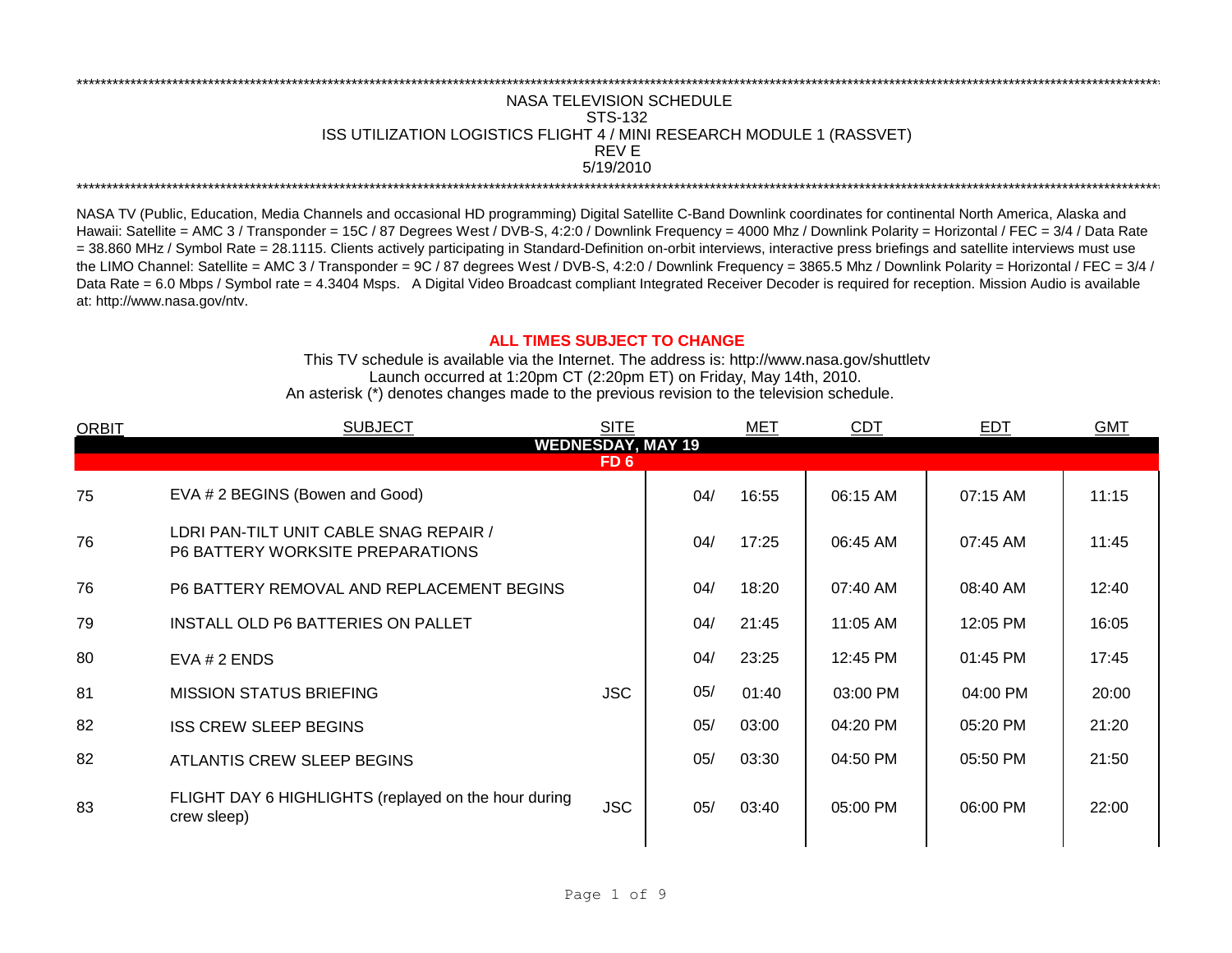NASA TELEVISION SCHEDULE
STS-132
ISS UTILIZATION LOGISTICS FLIGHT 4 / MINI RESEARCH MODULE 1 (RASSVET)
REV E
5/19/2010

NASA TV (Public, Education, Media Channels and occasional HD programming) Digital Satellite C-Band Downlink coordinates for continental North America, Alaska and Hawaii: Satellite = AMC 3 / Transponder = 15C / 87 Degrees West / DVB-S, 4:2:0 / Downlink Frequency = 4000 Mhz / Downlink Polarity = Horizontal / FEC = 3/4 / Data Rate = 38.860 MHz / Symbol Rate = 28.1115. Clients actively participating in Standard-Definition on-orbit interviews, interactive press briefings and satellite interviews must use the LIMO Channel: Satellite = AMC 3 / Transponder = 9C / 87 degrees West / DVB-S, 4:2:0 / Downlink Frequency = 3865.5 Mhz / Downlink Polarity = Horizontal / FEC = 3/4 / Data Rate = 6.0 Mbps / Symbol rate = 4.3404 Msps. A Digital Video Broadcast compliant Integrated Receiver Decoder is required for reception. Mission Audio is available at: http://www.nasa.gov/ntv.

**ALL TIMES SUBJECT TO CHANGE**

This TV schedule is available via the Internet. The address is: http://www.nasa.gov/shuttletv
Launch occurred at 1:20pm CT (2:20pm ET) on Friday, May 14th, 2010.
An asterisk (*) denotes changes made to the previous revision to the television schedule.

| ORBIT | SUBJECT | SITE | MET | | CDT | EDT | GMT |
|---|---|---|---|---|---|---|---|
| | **WEDNESDAY, MAY 19** | | | | | | |
| | **FD 6** | | | | | | |
| 75 | EVA # 2 BEGINS (Bowen and Good) | | 04/ | 16:55 | 06:15 AM | 07:15 AM | 11:15 |
| 76 | LDRI PAN-TILT UNIT CABLE SNAG REPAIR / P6 BATTERY WORKSITE PREPARATIONS | | 04/ | 17:25 | 06:45 AM | 07:45 AM | 11:45 |
| 76 | P6 BATTERY REMOVAL AND REPLACEMENT BEGINS | | 04/ | 18:20 | 07:40 AM | 08:40 AM | 12:40 |
| 79 | INSTALL OLD P6 BATTERIES ON PALLET | | 04/ | 21:45 | 11:05 AM | 12:05 PM | 16:05 |
| 80 | EVA # 2 ENDS | | 04/ | 23:25 | 12:45 PM | 01:45 PM | 17:45 |
| 81 | MISSION STATUS BRIEFING | JSC | 05/ | 01:40 | 03:00 PM | 04:00 PM | 20:00 |
| 82 | ISS CREW SLEEP BEGINS | | 05/ | 03:00 | 04:20 PM | 05:20 PM | 21:20 |
| 82 | ATLANTIS CREW SLEEP BEGINS | | 05/ | 03:30 | 04:50 PM | 05:50 PM | 21:50 |
| 83 | FLIGHT DAY 6 HIGHLIGHTS (replayed on the hour during crew sleep) | JSC | 05/ | 03:40 | 05:00 PM | 06:00 PM | 22:00 |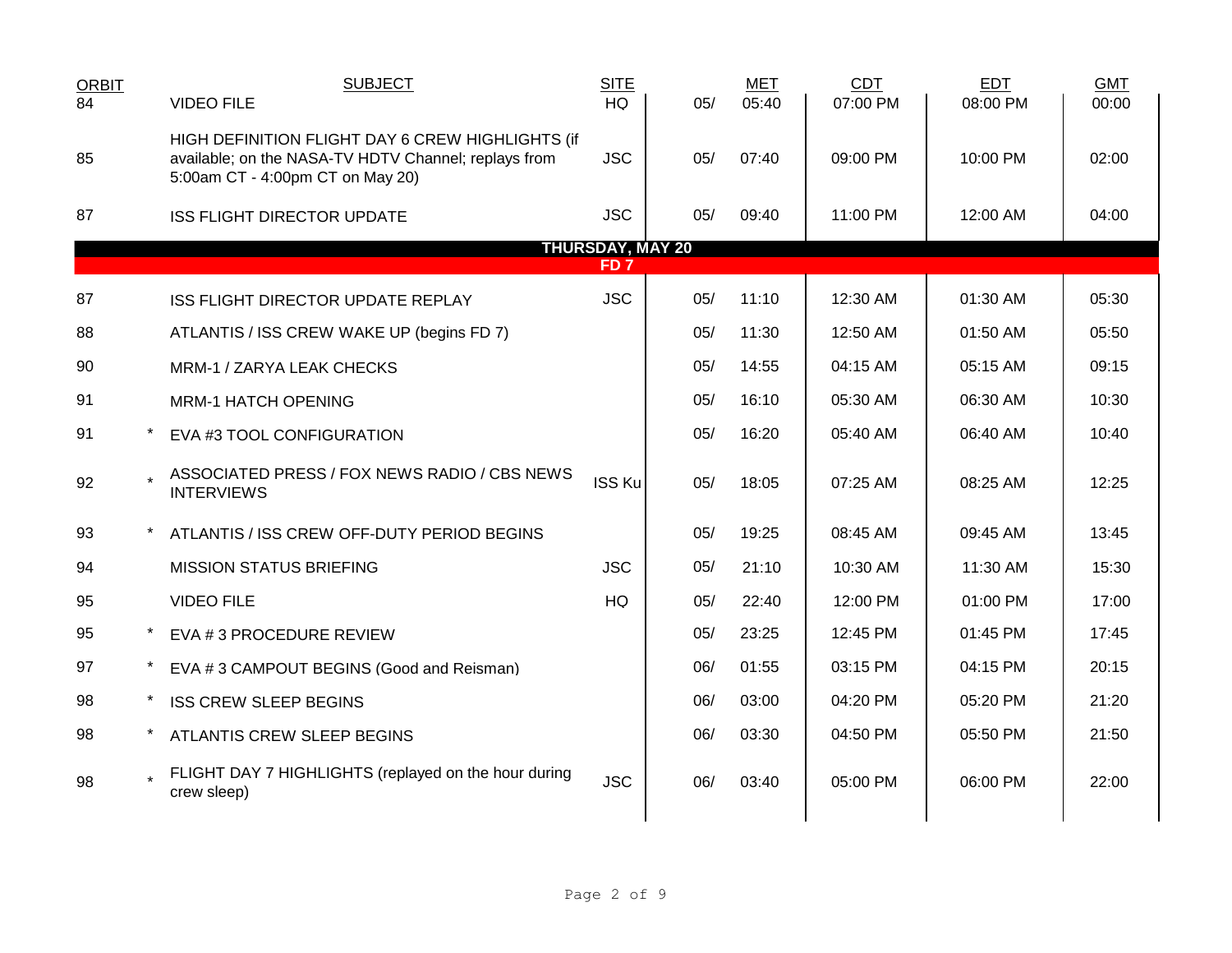| ORBIT | | SUBJECT | SITE | | MET | CDT | EDT | GMT |
|---|---|---|---|---|---|---|---|---|
| 84 | | VIDEO FILE | HQ | 05/ | 05:40 | 07:00 PM | 08:00 PM | 00:00 |
| 85 | | HIGH DEFINITION FLIGHT DAY 6 CREW HIGHLIGHTS (if available; on the NASA-TV HDTV Channel; replays from 5:00am CT - 4:00pm CT on May 20) | JSC | 05/ | 07:40 | 09:00 PM | 10:00 PM | 02:00 |
| 87 | | ISS FLIGHT DIRECTOR UPDATE | JSC | 05/ | 09:40 | 11:00 PM | 12:00 AM | 04:00 |
| | | **THURSDAY, MAY 20** | | | | | | |
| | | **FD 7** | | | | | | |
| 87 | | ISS FLIGHT DIRECTOR UPDATE REPLAY | JSC | 05/ | 11:10 | 12:30 AM | 01:30 AM | 05:30 |
| 88 | | ATLANTIS / ISS CREW WAKE UP (begins FD 7) | | 05/ | 11:30 | 12:50 AM | 01:50 AM | 05:50 |
| 90 | | MRM-1 / ZARYA LEAK CHECKS | | 05/ | 14:55 | 04:15 AM | 05:15 AM | 09:15 |
| 91 | | MRM-1 HATCH OPENING | | 05/ | 16:10 | 05:30 AM | 06:30 AM | 10:30 |
| 91 | * | EVA #3 TOOL CONFIGURATION | | 05/ | 16:20 | 05:40 AM | 06:40 AM | 10:40 |
| 92 | * | ASSOCIATED PRESS / FOX NEWS RADIO / CBS NEWS INTERVIEWS | ISS Ku | 05/ | 18:05 | 07:25 AM | 08:25 AM | 12:25 |
| 93 | * | ATLANTIS / ISS CREW OFF-DUTY PERIOD BEGINS | | 05/ | 19:25 | 08:45 AM | 09:45 AM | 13:45 |
| 94 | | MISSION STATUS BRIEFING | JSC | 05/ | 21:10 | 10:30 AM | 11:30 AM | 15:30 |
| 95 | | VIDEO FILE | HQ | 05/ | 22:40 | 12:00 PM | 01:00 PM | 17:00 |
| 95 | * | EVA # 3 PROCEDURE REVIEW | | 05/ | 23:25 | 12:45 PM | 01:45 PM | 17:45 |
| 97 | * | EVA # 3 CAMPOUT BEGINS (Good and Reisman) | | 06/ | 01:55 | 03:15 PM | 04:15 PM | 20:15 |
| 98 | * | ISS CREW SLEEP BEGINS | | 06/ | 03:00 | 04:20 PM | 05:20 PM | 21:20 |
| 98 | * | ATLANTIS CREW SLEEP BEGINS | | 06/ | 03:30 | 04:50 PM | 05:50 PM | 21:50 |
| 98 | * | FLIGHT DAY 7 HIGHLIGHTS (replayed on the hour during crew sleep) | JSC | 06/ | 03:40 | 05:00 PM | 06:00 PM | 22:00 |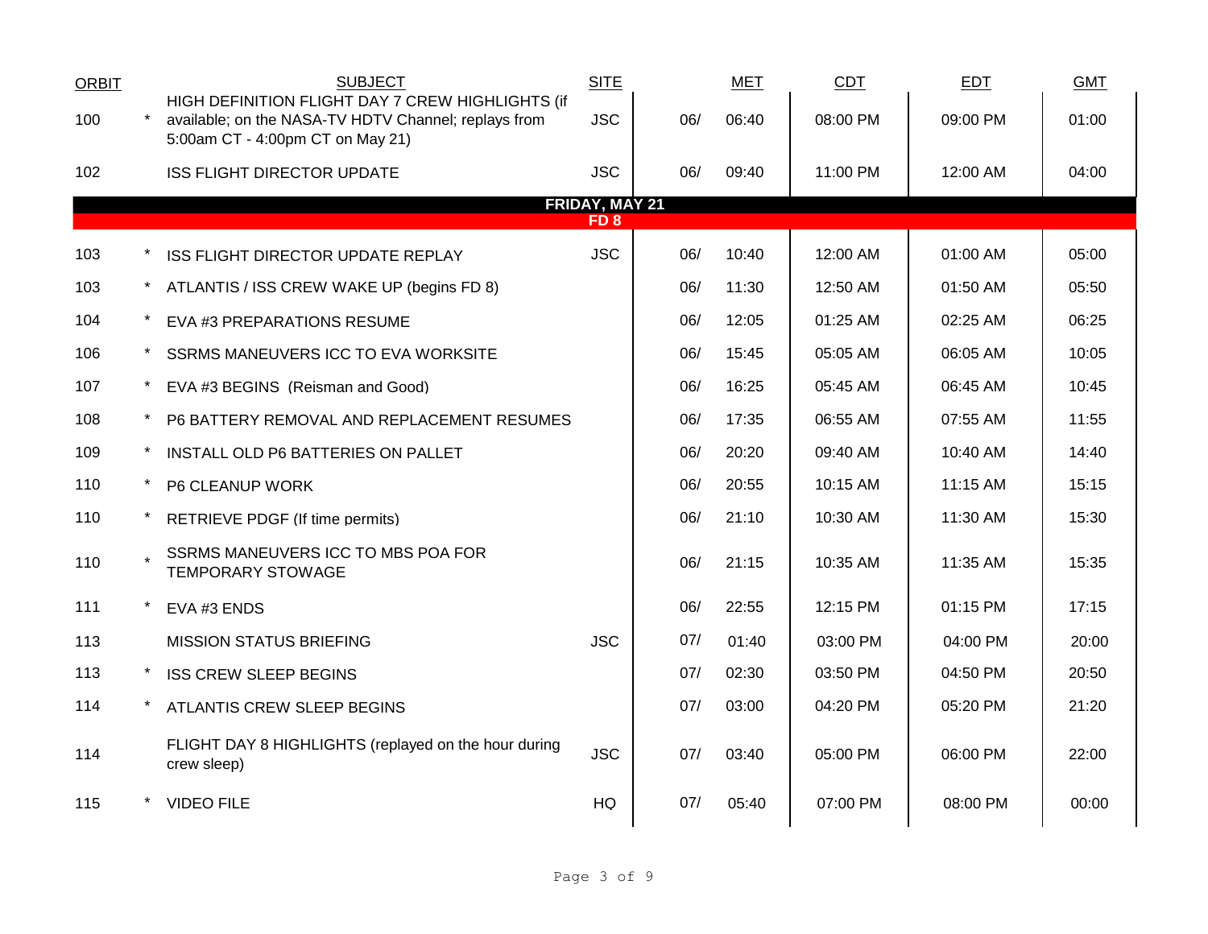| ORBIT | | SUBJECT | SITE | | MET | CDT | EDT | GMT |
|---|---|---|---|---|---|---|---|---|
| 100 | * | HIGH DEFINITION FLIGHT DAY 7 CREW HIGHLIGHTS (if available; on the NASA-TV HDTV Channel; replays from 5:00am CT - 4:00pm CT on May 21) | JSC | 06/ | 06:40 | 08:00 PM | 09:00 PM | 01:00 |
| 102 | | ISS FLIGHT DIRECTOR UPDATE | JSC | 06/ | 09:40 | 11:00 PM | 12:00 AM | 04:00 |
| | | **FRIDAY, MAY 21** **FD 8** | | | | | | |
| 103 | * | ISS FLIGHT DIRECTOR UPDATE REPLAY | JSC | 06/ | 10:40 | 12:00 AM | 01:00 AM | 05:00 |
| 103 | * | ATLANTIS / ISS CREW WAKE UP (begins FD 8) | | 06/ | 11:30 | 12:50 AM | 01:50 AM | 05:50 |
| 104 | * | EVA #3 PREPARATIONS RESUME | | 06/ | 12:05 | 01:25 AM | 02:25 AM | 06:25 |
| 106 | * | SSRMS MANEUVERS ICC TO EVA WORKSITE | | 06/ | 15:45 | 05:05 AM | 06:05 AM | 10:05 |
| 107 | * | EVA #3 BEGINS (Reisman and Good) | | 06/ | 16:25 | 05:45 AM | 06:45 AM | 10:45 |
| 108 | * | P6 BATTERY REMOVAL AND REPLACEMENT RESUMES | | 06/ | 17:35 | 06:55 AM | 07:55 AM | 11:55 |
| 109 | * | INSTALL OLD P6 BATTERIES ON PALLET | | 06/ | 20:20 | 09:40 AM | 10:40 AM | 14:40 |
| 110 | * | P6 CLEANUP WORK | | 06/ | 20:55 | 10:15 AM | 11:15 AM | 15:15 |
| 110 | * | RETRIEVE PDGF (If time permits) | | 06/ | 21:10 | 10:30 AM | 11:30 AM | 15:30 |
| 110 | * | SSRMS MANEUVERS ICC TO MBS POA FOR TEMPORARY STOWAGE | | 06/ | 21:15 | 10:35 AM | 11:35 AM | 15:35 |
| 111 | * | EVA #3 ENDS | | 06/ | 22:55 | 12:15 PM | 01:15 PM | 17:15 |
| 113 | | MISSION STATUS BRIEFING | JSC | 07/ | 01:40 | 03:00 PM | 04:00 PM | 20:00 |
| 113 | * | ISS CREW SLEEP BEGINS | | 07/ | 02:30 | 03:50 PM | 04:50 PM | 20:50 |
| 114 | * | ATLANTIS CREW SLEEP BEGINS | | 07/ | 03:00 | 04:20 PM | 05:20 PM | 21:20 |
| 114 | | FLIGHT DAY 8 HIGHLIGHTS (replayed on the hour during crew sleep) | JSC | 07/ | 03:40 | 05:00 PM | 06:00 PM | 22:00 |
| 115 | * | VIDEO FILE | HQ | 07/ | 05:40 | 07:00 PM | 08:00 PM | 00:00 |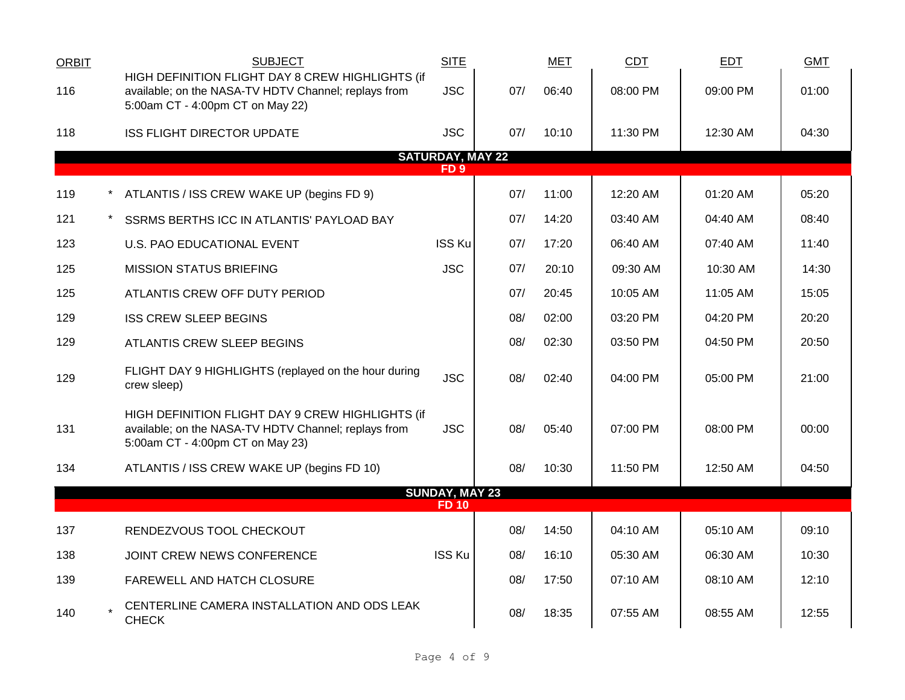| ORBIT | | SUBJECT | SITE | | MET | CDT | EDT | GMT |
|---|---|---|---|---|---|---|---|---|
| 116 | | HIGH DEFINITION FLIGHT DAY 8 CREW HIGHLIGHTS (if available; on the NASA-TV HDTV Channel; replays from 5:00am CT - 4:00pm CT on May 22) | JSC | 07/ | 06:40 | 08:00 PM | 09:00 PM | 01:00 |
| 118 | | ISS FLIGHT DIRECTOR UPDATE | JSC | 07/ | 10:10 | 11:30 PM | 12:30 AM | 04:30 |
| | | **SATURDAY, MAY 22** | | | | | | |
| | | **FD 9** | | | | | | |
| 119 | * | ATLANTIS / ISS CREW WAKE UP (begins FD 9) | | 07/ | 11:00 | 12:20 AM | 01:20 AM | 05:20 |
| 121 | * | SSRMS BERTHS ICC IN ATLANTIS' PAYLOAD BAY | | 07/ | 14:20 | 03:40 AM | 04:40 AM | 08:40 |
| 123 | | U.S. PAO EDUCATIONAL EVENT | ISS Ku | 07/ | 17:20 | 06:40 AM | 07:40 AM | 11:40 |
| 125 | | MISSION STATUS BRIEFING | JSC | 07/ | 20:10 | 09:30 AM | 10:30 AM | 14:30 |
| 125 | | ATLANTIS CREW OFF DUTY PERIOD | | 07/ | 20:45 | 10:05 AM | 11:05 AM | 15:05 |
| 129 | | ISS CREW SLEEP BEGINS | | 08/ | 02:00 | 03:20 PM | 04:20 PM | 20:20 |
| 129 | | ATLANTIS CREW SLEEP BEGINS | | 08/ | 02:30 | 03:50 PM | 04:50 PM | 20:50 |
| 129 | | FLIGHT DAY 9 HIGHLIGHTS (replayed on the hour during crew sleep) | JSC | 08/ | 02:40 | 04:00 PM | 05:00 PM | 21:00 |
| 131 | | HIGH DEFINITION FLIGHT DAY 9 CREW HIGHLIGHTS (if available; on the NASA-TV HDTV Channel; replays from 5:00am CT - 4:00pm CT on May 23) | JSC | 08/ | 05:40 | 07:00 PM | 08:00 PM | 00:00 |
| 134 | | ATLANTIS / ISS CREW WAKE UP (begins FD 10) | | 08/ | 10:30 | 11:50 PM | 12:50 AM | 04:50 |
| | | **SUNDAY, MAY 23** | | | | | | |
| | | **FD 10** | | | | | | |
| 137 | | RENDEZVOUS TOOL CHECKOUT | | 08/ | 14:50 | 04:10 AM | 05:10 AM | 09:10 |
| 138 | | JOINT CREW NEWS CONFERENCE | ISS Ku | 08/ | 16:10 | 05:30 AM | 06:30 AM | 10:30 |
| 139 | | FAREWELL AND HATCH CLOSURE | | 08/ | 17:50 | 07:10 AM | 08:10 AM | 12:10 |
| 140 | * | CENTERLINE CAMERA INSTALLATION AND ODS LEAK CHECK | | 08/ | 18:35 | 07:55 AM | 08:55 AM | 12:55 |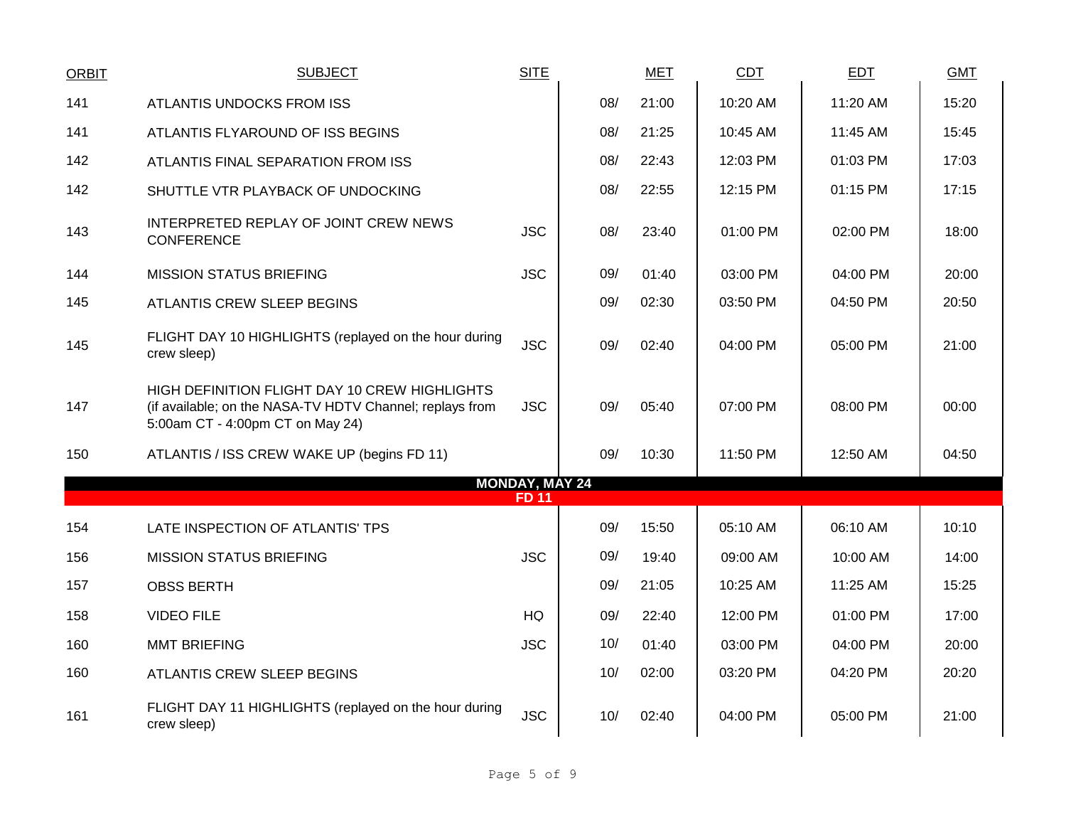| ORBIT | SUBJECT | SITE | | MET | CDT | EDT | GMT |
|---|---|---|---|---|---|---|---|
| 141 | ATLANTIS UNDOCKS FROM ISS | | 08/ | 21:00 | 10:20 AM | 11:20 AM | 15:20 |
| 141 | ATLANTIS FLYAROUND OF ISS BEGINS | | 08/ | 21:25 | 10:45 AM | 11:45 AM | 15:45 |
| 142 | ATLANTIS FINAL SEPARATION FROM ISS | | 08/ | 22:43 | 12:03 PM | 01:03 PM | 17:03 |
| 142 | SHUTTLE VTR PLAYBACK OF UNDOCKING | | 08/ | 22:55 | 12:15 PM | 01:15 PM | 17:15 |
| 143 | INTERPRETED REPLAY OF JOINT CREW NEWS CONFERENCE | JSC | 08/ | 23:40 | 01:00 PM | 02:00 PM | 18:00 |
| 144 | MISSION STATUS BRIEFING | JSC | 09/ | 01:40 | 03:00 PM | 04:00 PM | 20:00 |
| 145 | ATLANTIS CREW SLEEP BEGINS | | 09/ | 02:30 | 03:50 PM | 04:50 PM | 20:50 |
| 145 | FLIGHT DAY 10 HIGHLIGHTS (replayed on the hour during crew sleep) | JSC | 09/ | 02:40 | 04:00 PM | 05:00 PM | 21:00 |
| 147 | HIGH DEFINITION FLIGHT DAY 10 CREW HIGHLIGHTS (if available; on the NASA-TV HDTV Channel; replays from 5:00am CT - 4:00pm CT on May 24) | JSC | 09/ | 05:40 | 07:00 PM | 08:00 PM | 00:00 |
| 150 | ATLANTIS / ISS CREW WAKE UP (begins FD 11) | | 09/ | 10:30 | 11:50 PM | 12:50 AM | 04:50 |
| | **MONDAY, MAY 24** | | | | | | |
| | **FD 11** | | | | | | |
| 154 | LATE INSPECTION OF ATLANTIS' TPS | | 09/ | 15:50 | 05:10 AM | 06:10 AM | 10:10 |
| 156 | MISSION STATUS BRIEFING | JSC | 09/ | 19:40 | 09:00 AM | 10:00 AM | 14:00 |
| 157 | OBSS BERTH | | 09/ | 21:05 | 10:25 AM | 11:25 AM | 15:25 |
| 158 | VIDEO FILE | HQ | 09/ | 22:40 | 12:00 PM | 01:00 PM | 17:00 |
| 160 | MMT BRIEFING | JSC | 10/ | 01:40 | 03:00 PM | 04:00 PM | 20:00 |
| 160 | ATLANTIS CREW SLEEP BEGINS | | 10/ | 02:00 | 03:20 PM | 04:20 PM | 20:20 |
| 161 | FLIGHT DAY 11 HIGHLIGHTS (replayed on the hour during crew sleep) | JSC | 10/ | 02:40 | 04:00 PM | 05:00 PM | 21:00 |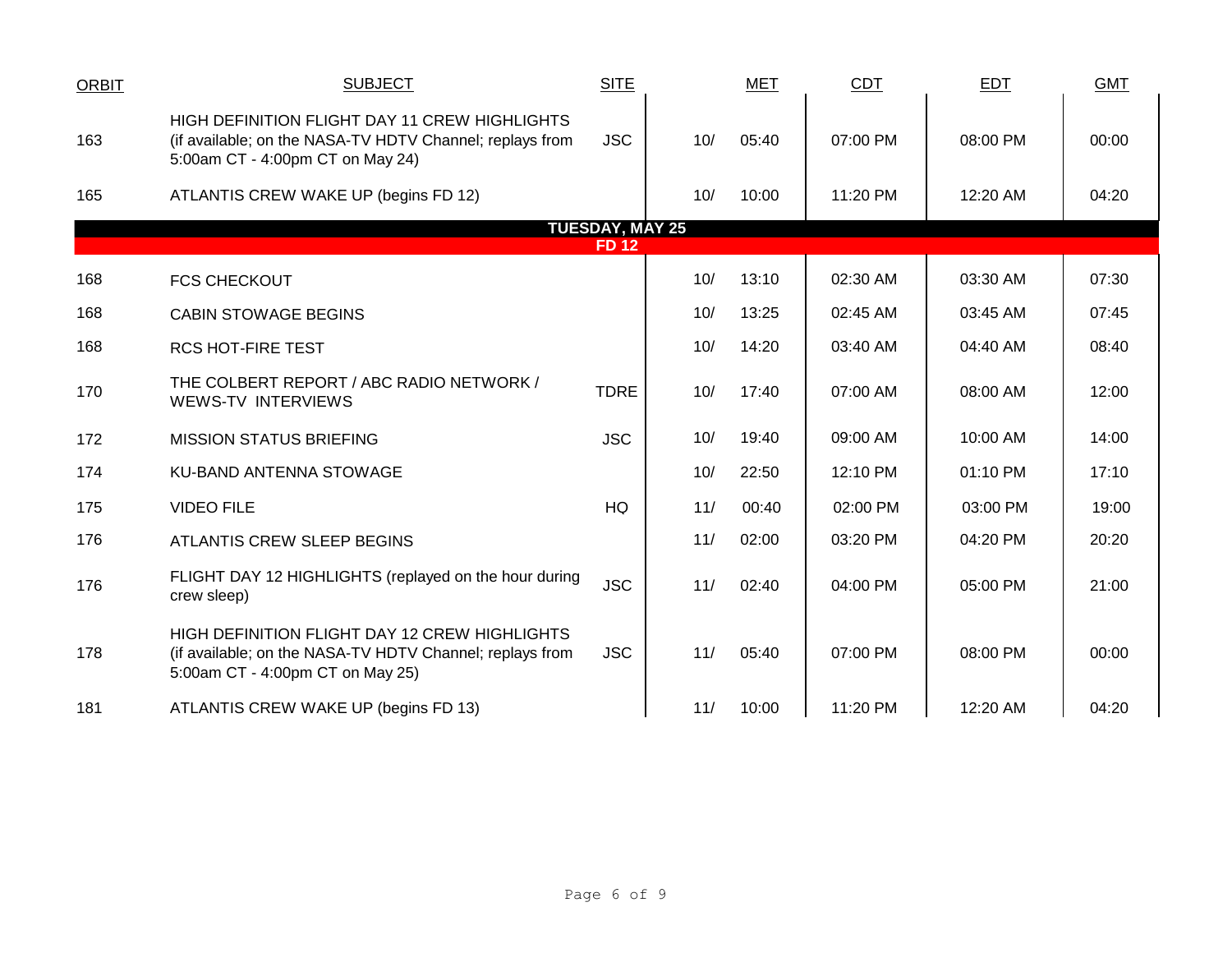| ORBIT | SUBJECT | SITE | | MET | CDT | EDT | GMT |
|---|---|---|---|---|---|---|---|
| 163 | HIGH DEFINITION FLIGHT DAY 11 CREW HIGHLIGHTS (if available; on the NASA-TV HDTV Channel; replays from 5:00am CT - 4:00pm CT on May 24) | JSC | 10/ | 05:40 | 07:00 PM | 08:00 PM | 00:00 |
| 165 | ATLANTIS CREW WAKE UP (begins FD 12) | | 10/ | 10:00 | 11:20 PM | 12:20 AM | 04:20 |
| | **TUESDAY, MAY 25** | | | | | | |
| | **FD 12** | | | | | | |
| 168 | FCS CHECKOUT | | 10/ | 13:10 | 02:30 AM | 03:30 AM | 07:30 |
| 168 | CABIN STOWAGE BEGINS | | 10/ | 13:25 | 02:45 AM | 03:45 AM | 07:45 |
| 168 | RCS HOT-FIRE TEST | | 10/ | 14:20 | 03:40 AM | 04:40 AM | 08:40 |
| 170 | THE COLBERT REPORT / ABC RADIO NETWORK / WEWS-TV INTERVIEWS | TDRE | 10/ | 17:40 | 07:00 AM | 08:00 AM | 12:00 |
| 172 | MISSION STATUS BRIEFING | JSC | 10/ | 19:40 | 09:00 AM | 10:00 AM | 14:00 |
| 174 | KU-BAND ANTENNA STOWAGE | | 10/ | 22:50 | 12:10 PM | 01:10 PM | 17:10 |
| 175 | VIDEO FILE | HQ | 11/ | 00:40 | 02:00 PM | 03:00 PM | 19:00 |
| 176 | ATLANTIS CREW SLEEP BEGINS | | 11/ | 02:00 | 03:20 PM | 04:20 PM | 20:20 |
| 176 | FLIGHT DAY 12 HIGHLIGHTS (replayed on the hour during crew sleep) | JSC | 11/ | 02:40 | 04:00 PM | 05:00 PM | 21:00 |
| 178 | HIGH DEFINITION FLIGHT DAY 12 CREW HIGHLIGHTS (if available; on the NASA-TV HDTV Channel; replays from 5:00am CT - 4:00pm CT on May 25) | JSC | 11/ | 05:40 | 07:00 PM | 08:00 PM | 00:00 |
| 181 | ATLANTIS CREW WAKE UP (begins FD 13) | | 11/ | 10:00 | 11:20 PM | 12:20 AM | 04:20 |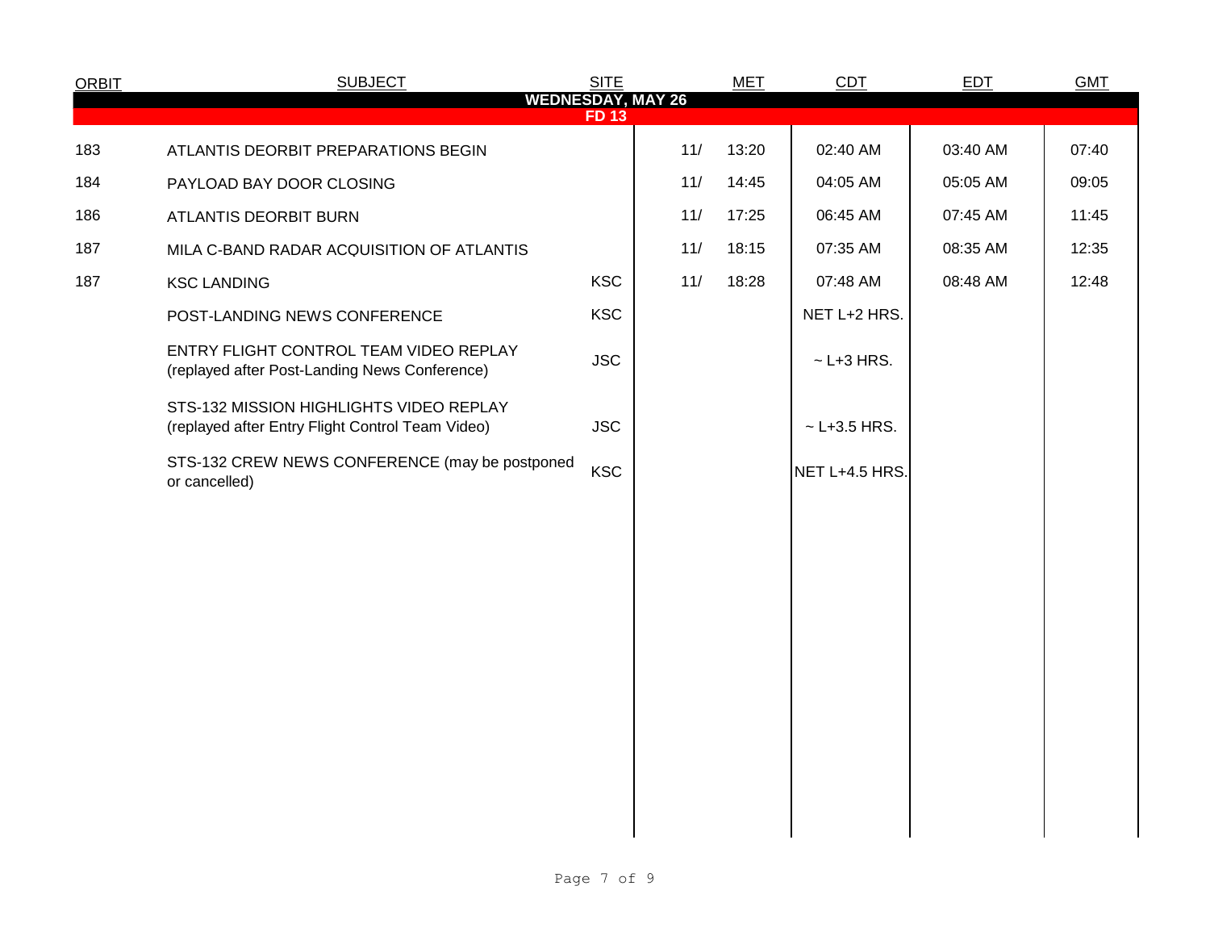| ORBIT | SUBJECT | SITE | MET | | CDT | EDT | GMT |
|---|---|---|---|---|---|---|---|
| | **WEDNESDAY, MAY 26** | | | | | | |
| | **FD 13** | | | | | | |
| 183 | ATLANTIS DEORBIT PREPARATIONS BEGIN | | 11/ | 13:20 | 02:40 AM | 03:40 AM | 07:40 |
| 184 | PAYLOAD BAY DOOR CLOSING | | 11/ | 14:45 | 04:05 AM | 05:05 AM | 09:05 |
| 186 | ATLANTIS DEORBIT BURN | | 11/ | 17:25 | 06:45 AM | 07:45 AM | 11:45 |
| 187 | MILA C-BAND RADAR ACQUISITION OF ATLANTIS | | 11/ | 18:15 | 07:35 AM | 08:35 AM | 12:35 |
| 187 | KSC LANDING | KSC | 11/ | 18:28 | 07:48 AM | 08:48 AM | 12:48 |
| | POST-LANDING NEWS CONFERENCE | KSC | | | NET L+2 HRS. | | |
| | ENTRY FLIGHT CONTROL TEAM VIDEO REPLAY (replayed after Post-Landing News Conference) | JSC | | | ~ L+3 HRS. | | |
| | STS-132 MISSION HIGHLIGHTS VIDEO REPLAY (replayed after Entry Flight Control Team Video) | JSC | | | ~ L+3.5 HRS. | | |
| | STS-132 CREW NEWS CONFERENCE (may be postponed or cancelled) | KSC | | | NET L+4.5 HRS. | | |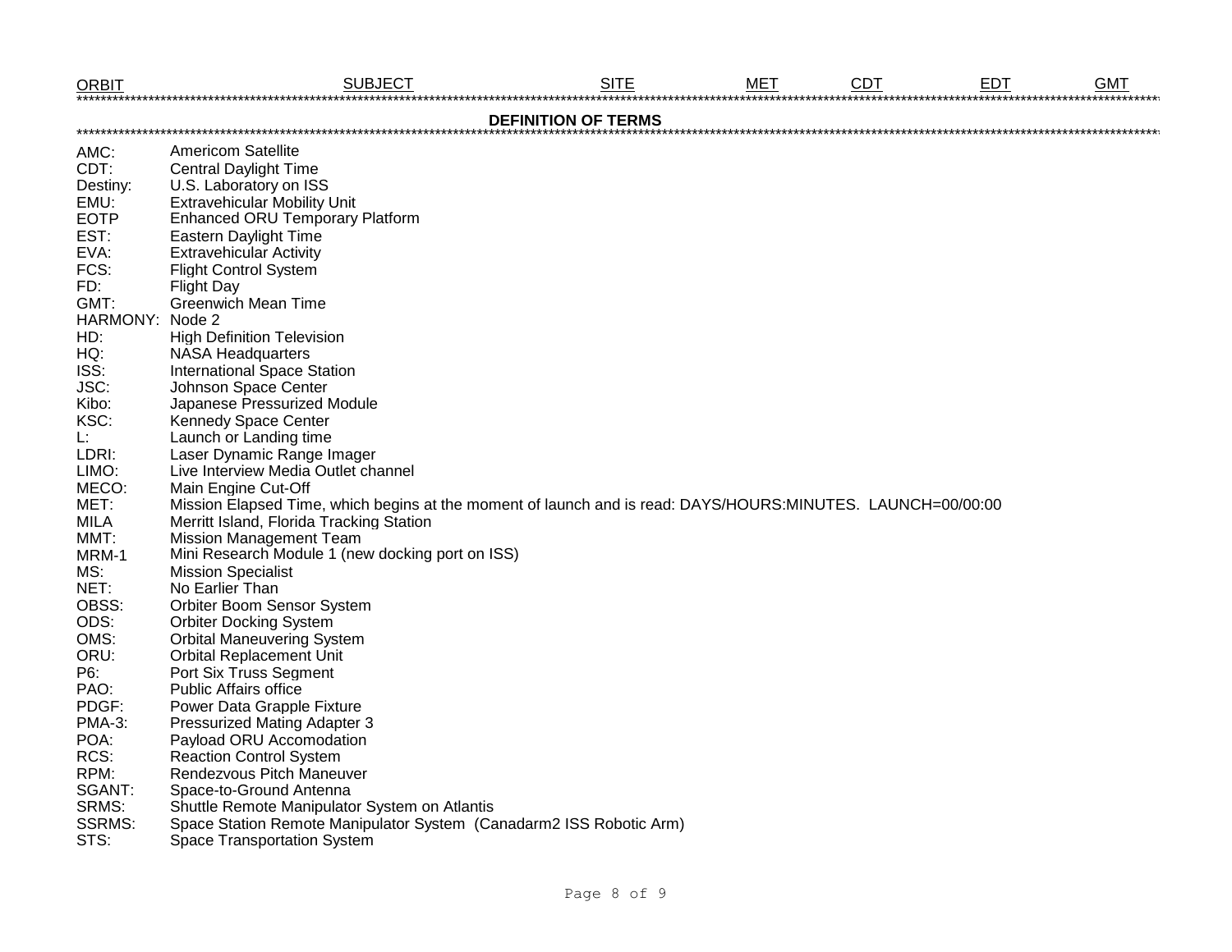| ORBIT | SUBJECT | SITE | MET | CDT | EDT | GMT |
|---|---|---|---|---|---|---|

## DEFINITION OF TERMS

| | |
|---|---|
| AMC: | Americom Satellite |
| CDT: | Central Daylight Time |
| Destiny: | U.S. Laboratory on ISS |
| EMU: | Extravehicular Mobility Unit |
| EOTP | Enhanced ORU Temporary Platform |
| EST: | Eastern Daylight Time |
| EVA: | Extravehicular Activity |
| FCS: | Flight Control System |
| FD: | Flight Day |
| GMT: | Greenwich Mean Time |
| HARMONY: | Node 2 |
| HD: | High Definition Television |
| HQ: | NASA Headquarters |
| ISS: | International Space Station |
| JSC: | Johnson Space Center |
| Kibo: | Japanese Pressurized Module |
| KSC: | Kennedy Space Center |
| L: | Launch or Landing time |
| LDRI: | Laser Dynamic Range Imager |
| LIMO: | Live Interview Media Outlet channel |
| MECO: | Main Engine Cut-Off |
| MET: | Mission Elapsed Time, which begins at the moment of launch and is read: DAYS/HOURS:MINUTES. LAUNCH=00/00:00 |
| MILA | Merritt Island, Florida Tracking Station |
| MMT: | Mission Management Team |
| MRM-1 | Mini Research Module 1 (new docking port on ISS) |
| MS: | Mission Specialist |
| NET: | No Earlier Than |
| OBSS: | Orbiter Boom Sensor System |
| ODS: | Orbiter Docking System |
| OMS: | Orbital Maneuvering System |
| ORU: | Orbital Replacement Unit |
| P6: | Port Six Truss Segment |
| PAO: | Public Affairs office |
| PDGF: | Power Data Grapple Fixture |
| PMA-3: | Pressurized Mating Adapter 3 |
| POA: | Payload ORU Accomodation |
| RCS: | Reaction Control System |
| RPM: | Rendezvous Pitch Maneuver |
| SGANT: | Space-to-Ground Antenna |
| SRMS: | Shuttle Remote Manipulator System on Atlantis |
| SSRMS: | Space Station Remote Manipulator System (Canadarm2 ISS Robotic Arm) |
| STS: | Space Transportation System |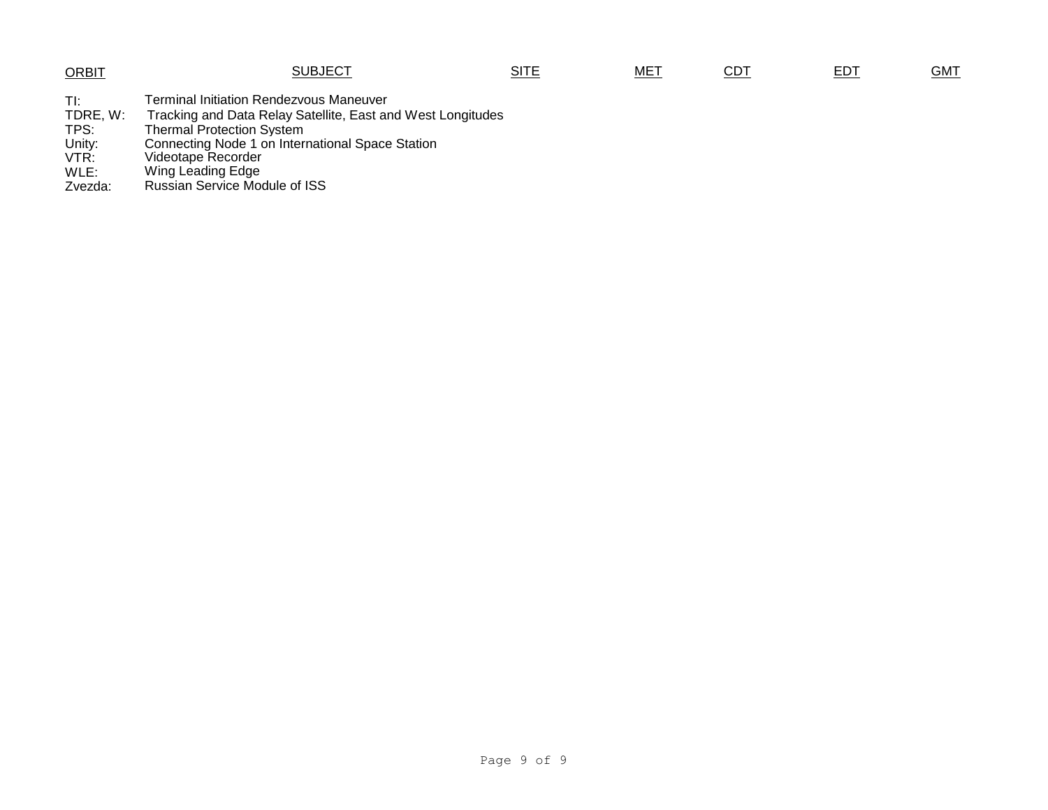| ORBIT | SUBJECT | SITE | MET | CDT | EDT | GMT |
|---|---|---|---|---|---|---|

TI: Terminal Initiation Rendezvous Maneuver
TDRE, W: Tracking and Data Relay Satellite, East and West Longitudes
TPS: Thermal Protection System
Unity: Connecting Node 1 on International Space Station
VTR: Videotape Recorder
WLE: Wing Leading Edge
Zvezda: Russian Service Module of ISS